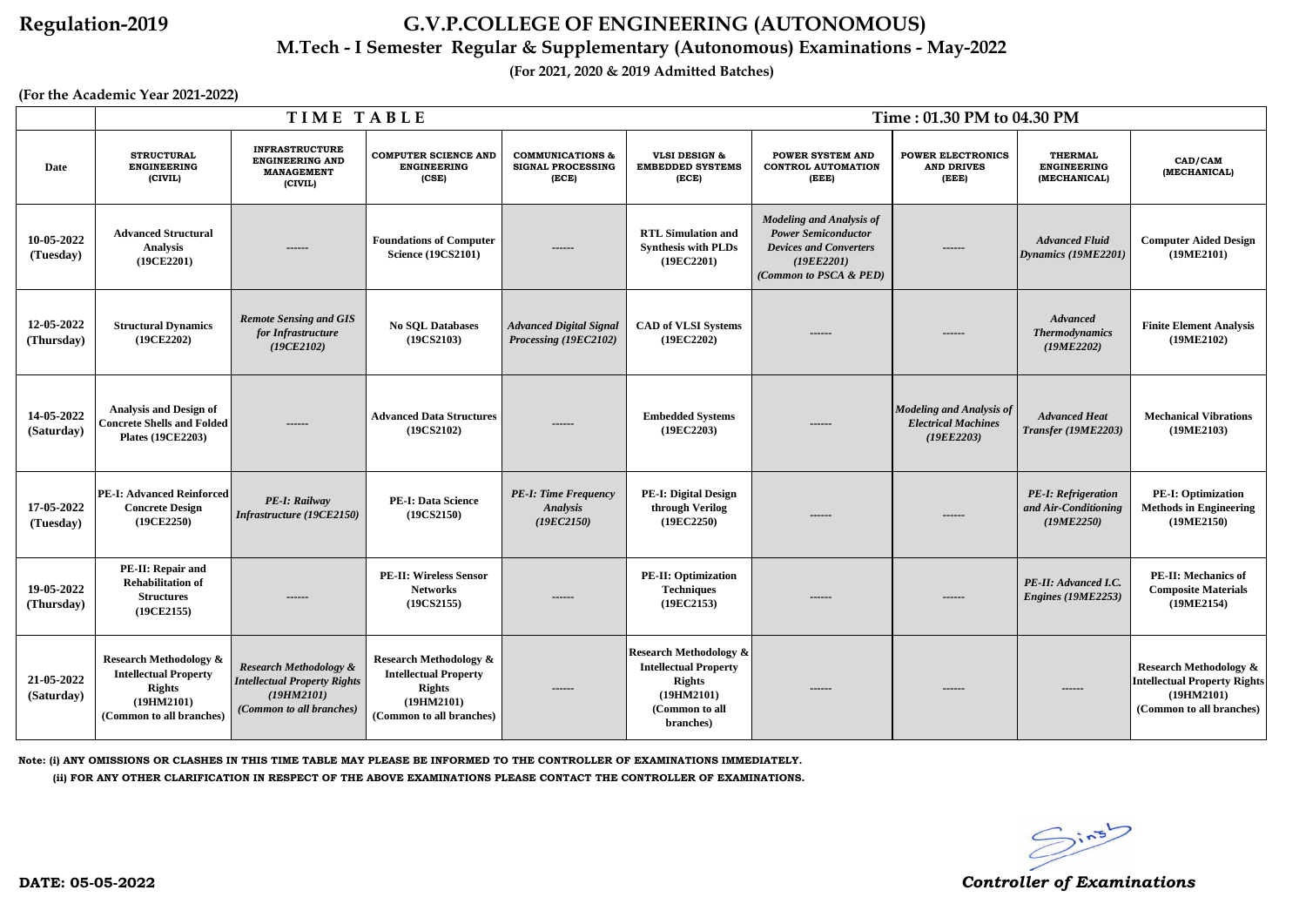**Regulation-2019**

# G.V.P.COLLEGE OF ENGINEERING (AUTONOMOUS)

## M.Tech - I Semester Regular & Supplementary (Autonomous) Examinations - May-2022

**(For 2021, 2020 & 2019 Admitted Batches)**

**(For the Academic Year 2021-2022)**

| | TIME TABLE | | | | | Time : 01.30 PM to 04.30 PM | | | |
|---|---|---|---|---|---|---|---|---|---|
| **Date** | **STRUCTURAL ENGINEERING (CIVIL)** | **INFRASTRUCTURE ENGINEERING AND MANAGEMENT (CIVIL)** | **COMPUTER SCIENCE AND ENGINEERING (CSE)** | **COMMUNICATIONS & SIGNAL PROCESSING (ECE)** | **VLSI DESIGN & EMBEDDED SYSTEMS (ECE)** | **POWER SYSTEM AND CONTROL AUTOMATION (EEE)** | **POWER ELECTRONICS AND DRIVES (EEE)** | **THERMAL ENGINEERING (MECHANICAL)** | **CAD/CAM (MECHANICAL)** |
| **10-05-2022 (Tuesday)** | **Advanced Structural Analysis (19CE2201)** | ------ | **Foundations of Computer Science (19CS2101)** | ------ | **RTL Simulation and Synthesis with PLDs (19EC2201)** | ***Modeling and Analysis of Power Semiconductor Devices and Converters (19EE2201) (Common to PSCA & PED)*** | ------ | ***Advanced Fluid Dynamics (19ME2201)*** | **Computer Aided Design (19ME2101)** |
| **12-05-2022 (Thursday)** | **Structural Dynamics (19CE2202)** | ***Remote Sensing and GIS for Infrastructure (19CE2102)*** | **No SQL Databases (19CS2103)** | ***Advanced Digital Signal Processing (19EC2102)*** | **CAD of VLSI Systems (19EC2202)** | ------ | ------ | ***Advanced Thermodynamics (19ME2202)*** | **Finite Element Analysis (19ME2102)** |
| **14-05-2022 (Saturday)** | **Analysis and Design of Concrete Shells and Folded Plates (19CE2203)** | ------ | **Advanced Data Structures (19CS2102)** | ------ | **Embedded Systems (19EC2203)** | ------ | ***Modeling and Analysis of Electrical Machines (19EE2203)*** | ***Advanced Heat Transfer (19ME2203)*** | **Mechanical Vibrations (19ME2103)** |
| **17-05-2022 (Tuesday)** | **PE-I: Advanced Reinforced Concrete Design (19CE2250)** | ***PE-I: Railway Infrastructure (19CE2150)*** | **PE-I: Data Science (19CS2150)** | ***PE-I: Time Frequency Analysis (19EC2150)*** | **PE-I: Digital Design through Verilog (19EC2250)** | ------ | ------ | ***PE-I: Refrigeration and Air-Conditioning (19ME2250)*** | **PE-I: Optimization Methods in Engineering (19ME2150)** |
| **19-05-2022 (Thursday)** | **PE-II: Repair and Rehabilitation of Structures (19CE2155)** | ------ | **PE-II: Wireless Sensor Networks (19CS2155)** | ------ | **PE-II: Optimization Techniques (19EC2153)** | ------ | ------ | ***PE-II: Advanced I.C. Engines (19ME2253)*** | **PE-II: Mechanics of Composite Materials (19ME2154)** |
| **21-05-2022 (Saturday)** | **Research Methodology & Intellectual Property Rights (19HM2101) (Common to all branches)** | ***Research Methodology & Intellectual Property Rights (19HM2101) (Common to all branches)*** | **Research Methodology & Intellectual Property Rights (19HM2101) (Common to all branches)** | ------ | **Research Methodology & Intellectual Property Rights (19HM2101) (Common to all branches)** | ------ | ------ | ------ | **Research Methodology & Intellectual Property Rights (19HM2101) (Common to all branches)** |

**Note: (i) ANY OMISSIONS OR CLASHES IN THIS TIME TABLE MAY PLEASE BE INFORMED TO THE CONTROLLER OF EXAMINATIONS IMMEDIATELY.**

**(ii) FOR ANY OTHER CLARIFICATION IN RESPECT OF THE ABOVE EXAMINATIONS PLEASE CONTACT THE CONTROLLER OF EXAMINATIONS.**

**DATE: 05-05-2022**

***Controller of Examinations***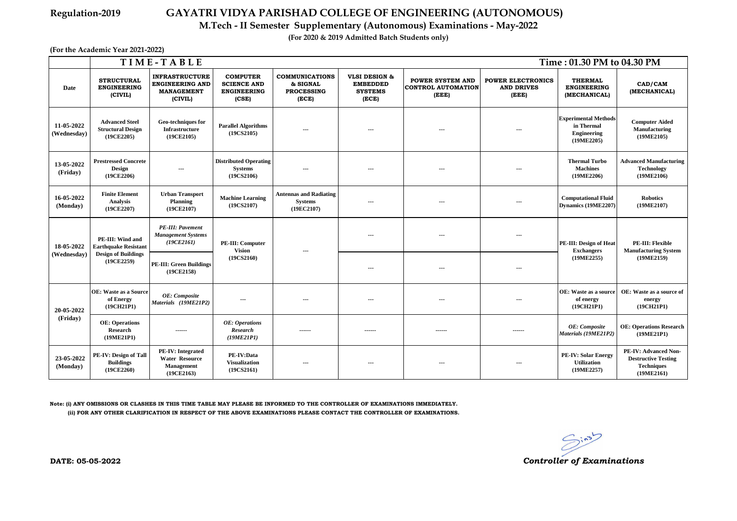Regulation-2019

# GAYATRI VIDYA PARISHAD COLLEGE OF ENGINEERING (AUTONOMOUS)

## M.Tech - II Semester Supplementary (Autonomous) Examinations - May-2022

**(For 2020 & 2019 Admitted Batch Students only)**

**(For the Academic Year 2021-2022)**

| | TIME-TABLE | | | | | | | Time : 01.30 PM to 04.30 PM | |
|---|---|---|---|---|---|---|---|---|---|
| **Date** | **STRUCTURAL ENGINEERING (CIVIL)** | **INFRASTRUCTURE ENGINEERING AND MANAGEMENT (CIVIL)** | **COMPUTER SCIENCE AND ENGINEERING (CSE)** | **COMMUNICATIONS & SIGNAL PROCESSING (ECE)** | **VLSI DESIGN & EMBEDDED SYSTEMS (ECE)** | **POWER SYSTEM AND CONTROL AUTOMATION (EEE)** | **POWER ELECTRONICS AND DRIVES (EEE)** | **THERMAL ENGINEERING (MECHANICAL)** | **CAD/CAM (MECHANICAL)** |
| 11-05-2022 (Wednesday) | Advanced Steel Structural Design (19CE2205) | Geo-techniques for Infrastructure (19CE2105) | Parallel Algorithms (19CS2105) | --- | --- | --- | --- | Experimental Methods in Thermal Engineering (19ME2205) | Computer Aided Manufacturing (19ME2105) |
| 13-05-2022 (Friday) | Prestressed Concrete Design (19CE2206) | --- | Distributed Operating Systems (19CS2106) | --- | --- | --- | --- | Thermal Turbo Machines (19ME2206) | Advanced Manufacturing Technology (19ME2106) |
| 16-05-2022 (Monday) | Finite Element Analysis (19CE2207) | Urban Transport Planning (19CE2107) | Machine Learning (19CS2107) | Antennas and Radiating Systems (19EC2107) | --- | --- | --- | Computational Fluid Dynamics (19ME2207) | Robotics (19ME2107) |
| 18-05-2022 (Wednesday) | PE-III: Wind and Earthquake Resistant Design of Buildings (19CE2259) | *PE-III: Pavement Management Systems (19CE2161)* | PE-III: Computer Vision (19CS2160) | --- | --- | --- | --- | PE-III: Design of Heat Exchangers (19ME2255) | PE-III: Flexible Manufacturing System (19ME2159) |
| | | PE-III: Green Buildings (19CE2158) | | | --- | --- | --- | | |
| 20-05-2022 (Friday) | OE: Waste as a Source of Energy (19CH21P1) | *OE: Composite Materials (19ME21P2)* | --- | --- | --- | --- | --- | OE: Waste as a source of energy (19CH21P1) | OE: Waste as a source of energy (19CH21P1) |
| | OE: Operations Research (19ME21P1) | ------ | *OE: Operations Research (19ME21P1)* | ------ | ------ | ------ | ------ | *OE: Composite Materials (19ME21P2)* | OE: Operations Research (19ME21P1) |
| 23-05-2022 (Monday) | PE-IV: Design of Tall Buildings (19CE2260) | PE-IV: Integrated Water Resource Management (19CE2163) | PE-IV:Data Visualization (19CS2161) | --- | --- | --- | --- | PE-IV: Solar Energy Utilization (19ME2257) | PE-IV: Advanced Non-Destructive Testing Techniques (19ME2161) |

**Note: (i) ANY OMISSIONS OR CLASHES IN THIS TIME TABLE MAY PLEASE BE INFORMED TO THE CONTROLLER OF EXAMINATIONS IMMEDIATELY.**

**(ii) FOR ANY OTHER CLARIFICATION IN RESPECT OF THE ABOVE EXAMINATIONS PLEASE CONTACT THE CONTROLLER OF EXAMINATIONS.**

**DATE: 05-05-2022**

***Controller of Examinations***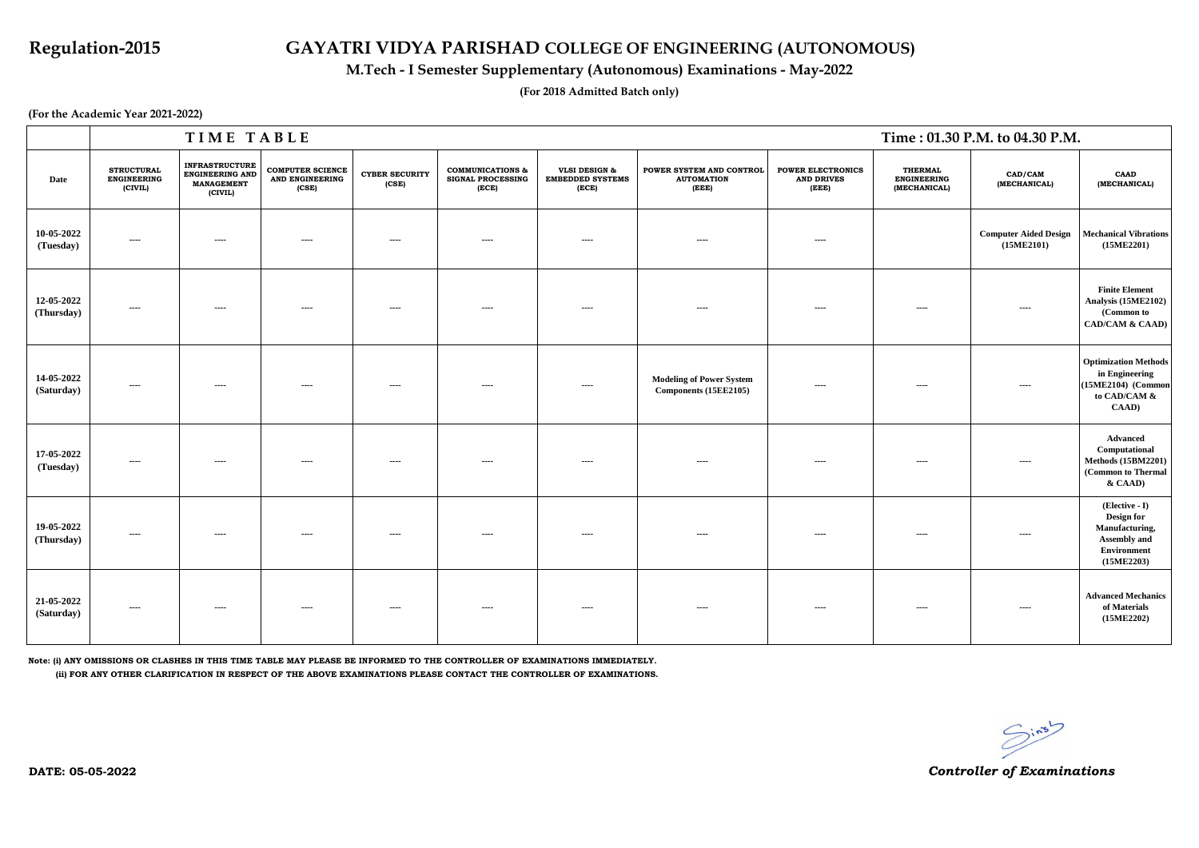**Regulation-2015**

# GAYATRI VIDYA PARISHAD COLLEGE OF ENGINEERING (AUTONOMOUS)

## M.Tech - I Semester Supplementary (Autonomous) Examinations - May-2022

**(For 2018 Admitted Batch only)**

**(For the Academic Year 2021-2022)**

| | TIME TABLE | | | | | | | | | Time : 01.30 P.M. to 04.30 P.M. | |
|---|---|---|---|---|---|---|---|---|---|---|---|
| **Date** | **STRUCTURAL ENGINEERING (CIVIL)** | **INFRASTRUCTURE ENGINEERING AND MANAGEMENT (CIVIL)** | **COMPUTER SCIENCE AND ENGINEERING (CSE)** | **CYBER SECURITY (CSE)** | **COMMUNICATIONS & SIGNAL PROCESSING (ECE)** | **VLSI DESIGN & EMBEDDED SYSTEMS (ECE)** | **POWER SYSTEM AND CONTROL AUTOMATION (EEE)** | **POWER ELECTRONICS AND DRIVES (EEE)** | **THERMAL ENGINEERING (MECHANICAL)** | **CAD/CAM (MECHANICAL)** | **CAAD (MECHANICAL)** |
| **10-05-2022 (Tuesday)** | ---- | ---- | ---- | ---- | ---- | ---- | ---- | ---- | | **Computer Aided Design (15ME2101)** | **Mechanical Vibrations (15ME2201)** |
| **12-05-2022 (Thursday)** | ---- | ---- | ---- | ---- | ---- | ---- | ---- | ---- | ---- | ---- | **Finite Element Analysis (15ME2102) (Common to CAD/CAM & CAAD)** |
| **14-05-2022 (Saturday)** | ---- | ---- | ---- | ---- | ---- | ---- | **Modeling of Power System Components (15EE2105)** | ---- | ---- | ---- | **Optimization Methods in Engineering (15ME2104) (Common to CAD/CAM & CAAD)** |
| **17-05-2022 (Tuesday)** | ---- | ---- | ---- | ---- | ---- | ---- | ---- | ---- | ---- | ---- | **Advanced Computational Methods (15BM2201) (Common to Thermal & CAAD)** |
| **19-05-2022 (Thursday)** | ---- | ---- | ---- | ---- | ---- | ---- | ---- | ---- | ---- | ---- | **(Elective - I) Design for Manufacturing, Assembly and Environment (15ME2203)** |
| **21-05-2022 (Saturday)** | ---- | ---- | ---- | ---- | ---- | ---- | ---- | ---- | ---- | ---- | **Advanced Mechanics of Materials (15ME2202)** |

**Note: (i) ANY OMISSIONS OR CLASHES IN THIS TIME TABLE MAY PLEASE BE INFORMED TO THE CONTROLLER OF EXAMINATIONS IMMEDIATELY.**

**(ii) FOR ANY OTHER CLARIFICATION IN RESPECT OF THE ABOVE EXAMINATIONS PLEASE CONTACT THE CONTROLLER OF EXAMINATIONS.**

**DATE: 05-05-2022**

***Controller of Examinations***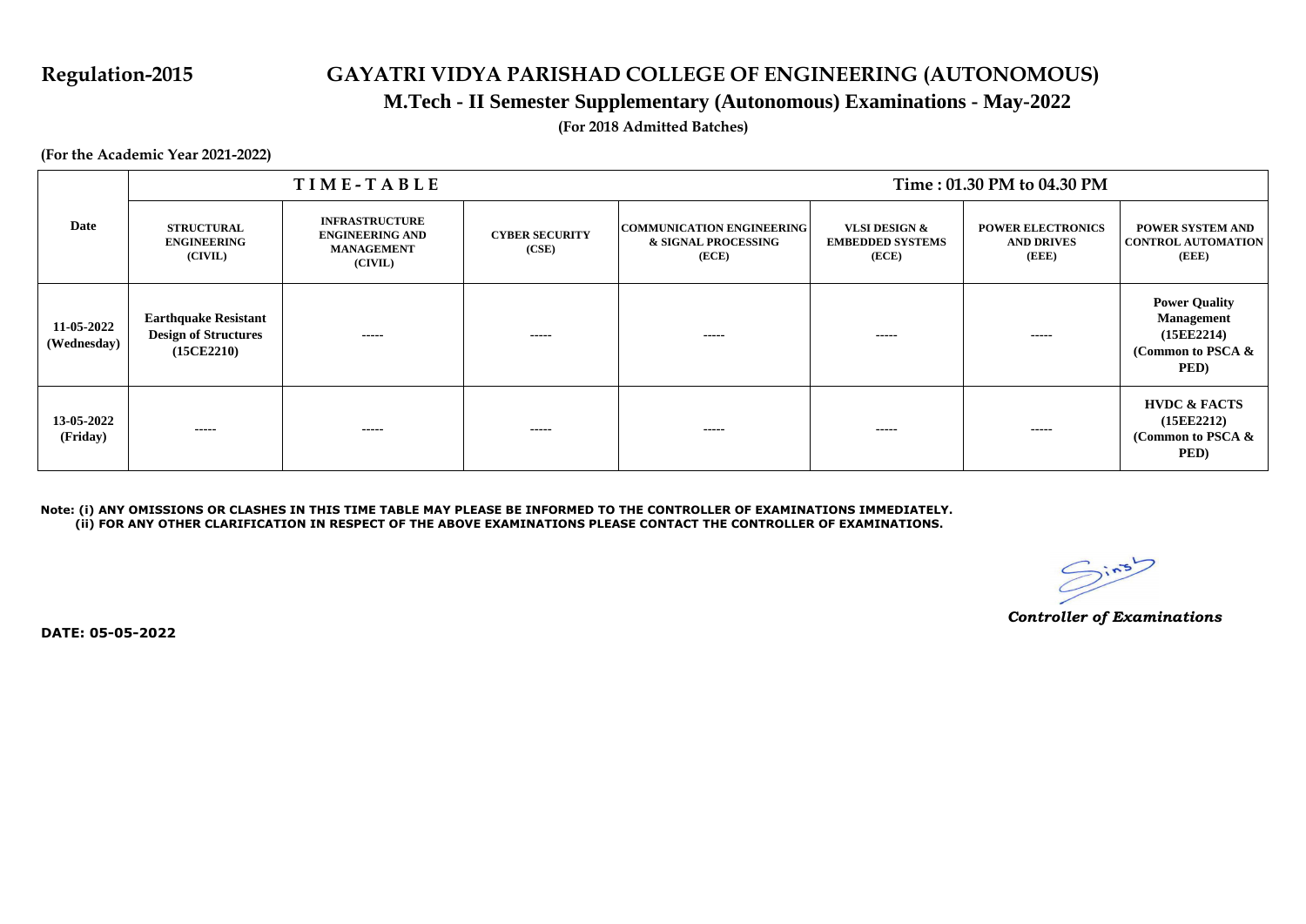**Regulation-2015**

# GAYATRI VIDYA PARISHAD COLLEGE OF ENGINEERING (AUTONOMOUS)

## M.Tech - II Semester Supplementary (Autonomous) Examinations - May-2022

**(For 2018 Admitted Batches)**

**(For the Academic Year 2021-2022)**

| Date | TIME-TABLE | | | | Time : 01.30 PM to 04.30 PM | | |
|---|---|---|---|---|---|---|---|
| | **STRUCTURAL ENGINEERING (CIVIL)** | **INFRASTRUCTURE ENGINEERING AND MANAGEMENT (CIVIL)** | **CYBER SECURITY (CSE)** | **COMMUNICATION ENGINEERING & SIGNAL PROCESSING (ECE)** | **VLSI DESIGN & EMBEDDED SYSTEMS (ECE)** | **POWER ELECTRONICS AND DRIVES (EEE)** | **POWER SYSTEM AND CONTROL AUTOMATION (EEE)** |
| **11-05-2022 (Wednesday)** | **Earthquake Resistant Design of Structures (15CE2210)** | ----- | ----- | ----- | ----- | ----- | **Power Quality Management (15EE2214) (Common to PSCA & PED)** |
| **13-05-2022 (Friday)** | ----- | ----- | ----- | ----- | ----- | ----- | **HVDC & FACTS (15EE2212) (Common to PSCA & PED)** |

**Note: (i) ANY OMISSIONS OR CLASHES IN THIS TIME TABLE MAY PLEASE BE INFORMED TO THE CONTROLLER OF EXAMINATIONS IMMEDIATELY.**
**(ii) FOR ANY OTHER CLARIFICATION IN RESPECT OF THE ABOVE EXAMINATIONS PLEASE CONTACT THE CONTROLLER OF EXAMINATIONS.**

***Controller of Examinations***

**DATE: 05-05-2022**